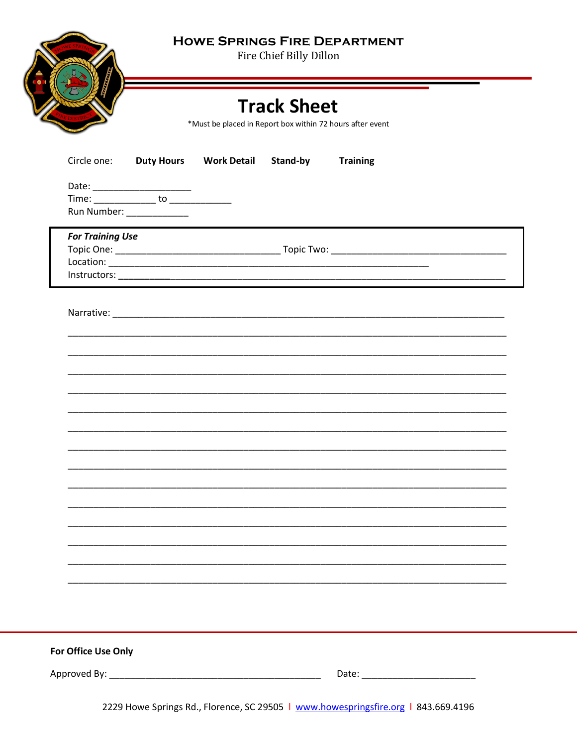# Howe Springs Fire Department

Fire Chief Billy Dillon

## Track Sheet

*Must be placed in Report box within 72 hours after event

Circle one: **Duty Hours** **Work Detail** **Stand-by** **Training**

Date: ___________________

Time: ____________ to ____________

Run Number: ____________

***For Training Use***

Topic One: _________________________________ Topic Two: __________________________________

Location: ______________________________________________________________

Instructors: ___________________________________________________________________________

Narrative: ___________________________________________________________________________

_____________________________________________________________________________________

_____________________________________________________________________________________

_____________________________________________________________________________________

_____________________________________________________________________________________

_____________________________________________________________________________________

_____________________________________________________________________________________

_____________________________________________________________________________________

_____________________________________________________________________________________

_____________________________________________________________________________________

_____________________________________________________________________________________

_____________________________________________________________________________________

_____________________________________________________________________________________

_____________________________________________________________________________________

_____________________________________________________________________________________

**For Office Use Only**

Approved By: _________________________________________ Date: ______________________

2229 Howe Springs Rd., Florence, SC 29505 | www.howespringsfire.org | 843.669.4196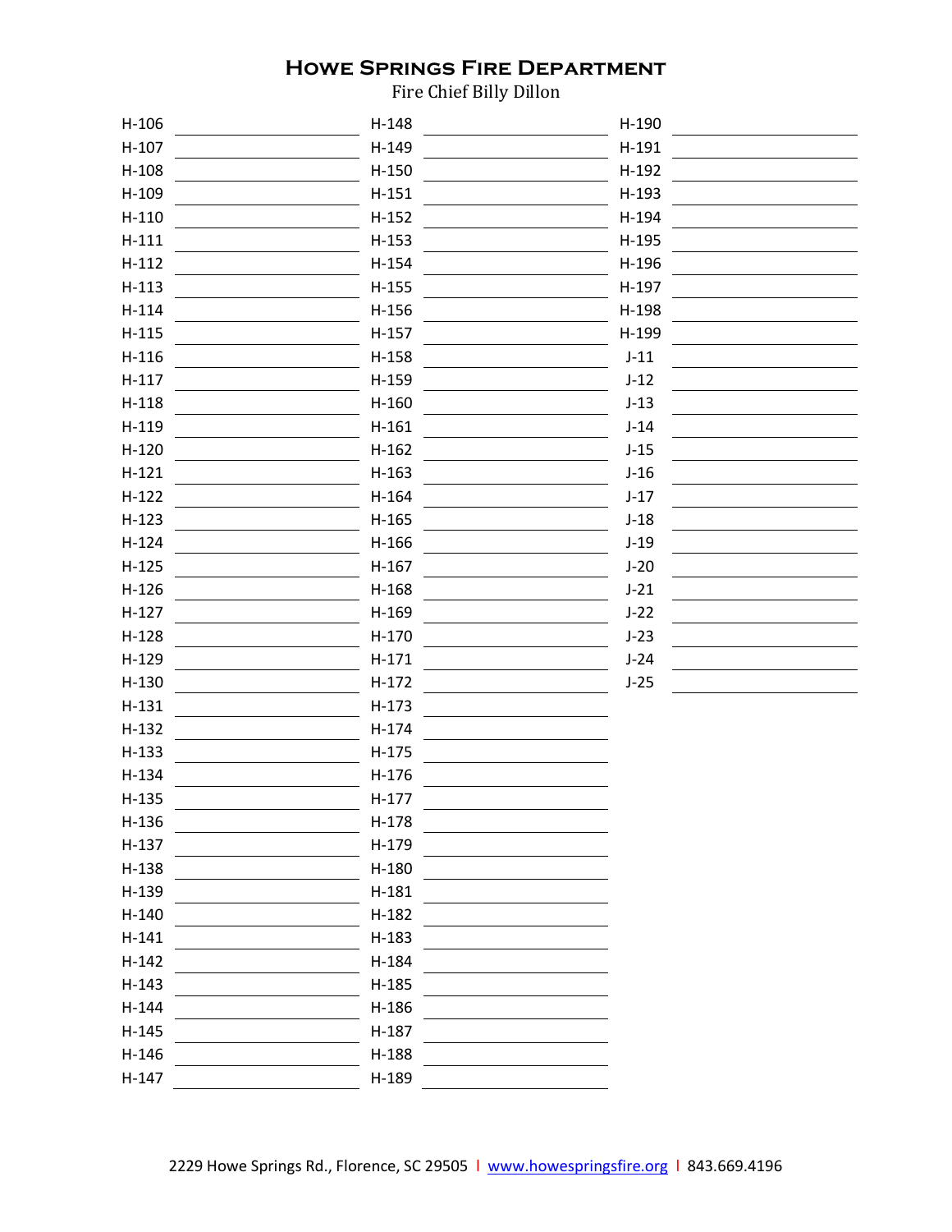# Howe Springs Fire Department

Fire Chief Billy Dillon

H-106 ______________
H-107 ______________
H-108 ______________
H-109 ______________
H-110 ______________
H-111 ______________
H-112 ______________
H-113 ______________
H-114 ______________
H-115 ______________
H-116 ______________
H-117 ______________
H-118 ______________
H-119 ______________
H-120 ______________
H-121 ______________
H-122 ______________
H-123 ______________
H-124 ______________
H-125 ______________
H-126 ______________
H-127 ______________
H-128 ______________
H-129 ______________
H-130 ______________
H-131 ______________
H-132 ______________
H-133 ______________
H-134 ______________
H-135 ______________
H-136 ______________
H-137 ______________
H-138 ______________
H-139 ______________
H-140 ______________
H-141 ______________
H-142 ______________
H-143 ______________
H-144 ______________
H-145 ______________
H-146 ______________
H-147 ______________
H-148 ______________
H-149 ______________
H-150 ______________
H-151 ______________
H-152 ______________
H-153 ______________
H-154 ______________
H-155 ______________
H-156 ______________
H-157 ______________
H-158 ______________
H-159 ______________
H-160 ______________
H-161 ______________
H-162 ______________
H-163 ______________
H-164 ______________
H-165 ______________
H-166 ______________
H-167 ______________
H-168 ______________
H-169 ______________
H-170 ______________
H-171 ______________
H-172 ______________
H-173 ______________
H-174 ______________
H-175 ______________
H-176 ______________
H-177 ______________
H-178 ______________
H-179 ______________
H-180 ______________
H-181 ______________
H-182 ______________
H-183 ______________
H-184 ______________
H-185 ______________
H-186 ______________
H-187 ______________
H-188 ______________
H-189 ______________
H-190 ______________
H-191 ______________
H-192 ______________
H-193 ______________
H-194 ______________
H-195 ______________
H-196 ______________
H-197 ______________
H-198 ______________
H-199 ______________
J-11 ______________
J-12 ______________
J-13 ______________
J-14 ______________
J-15 ______________
J-16 ______________
J-17 ______________
J-18 ______________
J-19 ______________
J-20 ______________
J-21 ______________
J-22 ______________
J-23 ______________
J-24 ______________
J-25 ______________